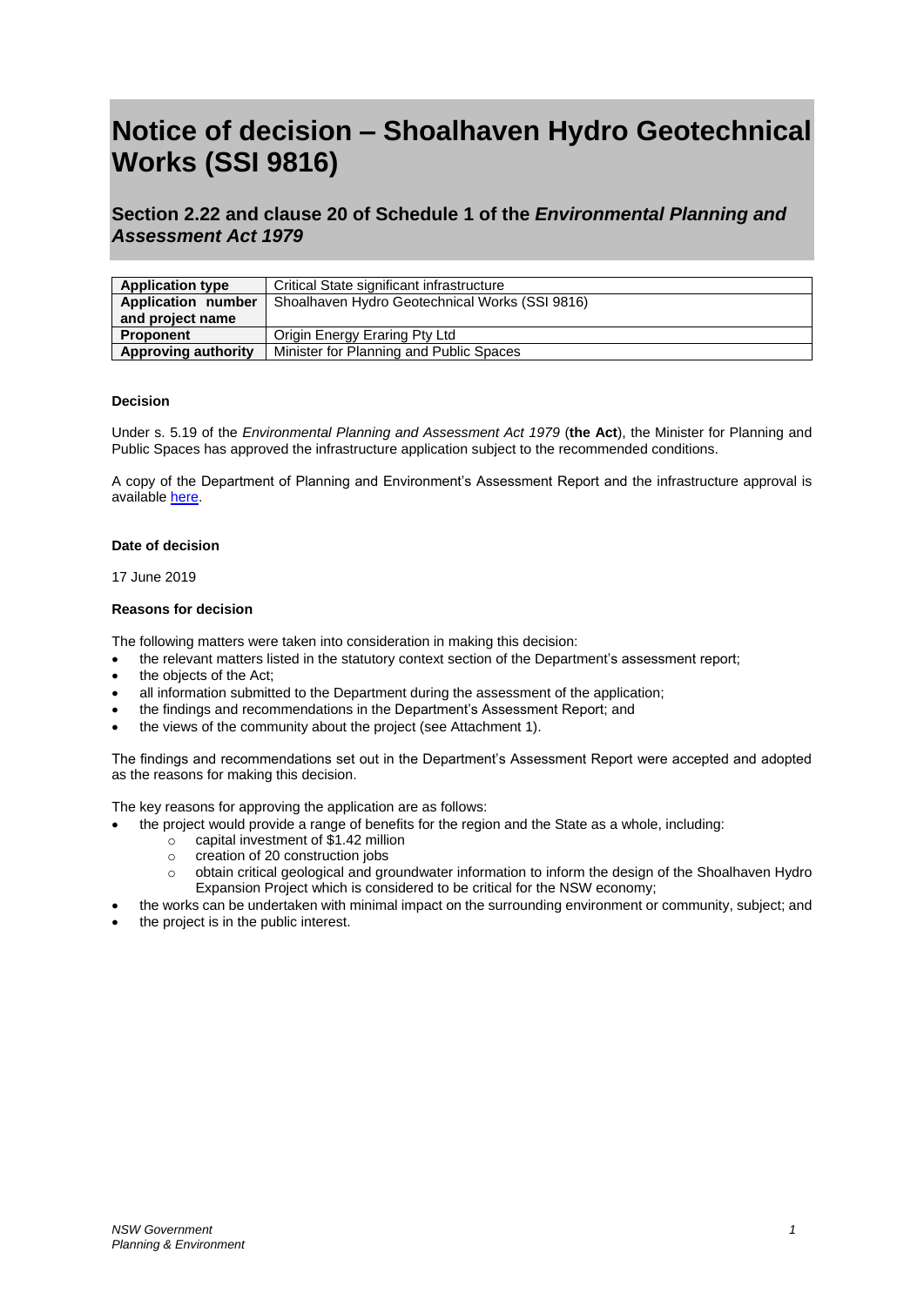# Notice of decision – Shoalhaven Hydro Geotechnical Works (SSI 9816)

## Section 2.22 and clause 20 of Schedule 1 of the *Environmental Planning and Assessment Act 1979*

| **Application type** | Critical State significant infrastructure |
|---|---|
| **Application number and project name** | Shoalhaven Hydro Geotechnical Works (SSI 9816) |
| **Proponent** | Origin Energy Eraring Pty Ltd |
| **Approving authority** | Minister for Planning and Public Spaces |

**Decision**

Under s. 5.19 of the *Environmental Planning and Assessment Act 1979* (**the Act**), the Minister for Planning and Public Spaces has approved the infrastructure application subject to the recommended conditions.

A copy of the Department of Planning and Environment's Assessment Report and the infrastructure approval is available here.

**Date of decision**

17 June 2019

**Reasons for decision**

The following matters were taken into consideration in making this decision:

- the relevant matters listed in the statutory context section of the Department's assessment report;
- the objects of the Act;
- all information submitted to the Department during the assessment of the application;
- the findings and recommendations in the Department's Assessment Report; and
- the views of the community about the project (see Attachment 1).

The findings and recommendations set out in the Department's Assessment Report were accepted and adopted as the reasons for making this decision.

The key reasons for approving the application are as follows:

- the project would provide a range of benefits for the region and the State as a whole, including:
  - capital investment of $1.42 million
  - creation of 20 construction jobs
  - obtain critical geological and groundwater information to inform the design of the Shoalhaven Hydro Expansion Project which is considered to be critical for the NSW economy;
- the works can be undertaken with minimal impact on the surrounding environment or community, subject; and
- the project is in the public interest.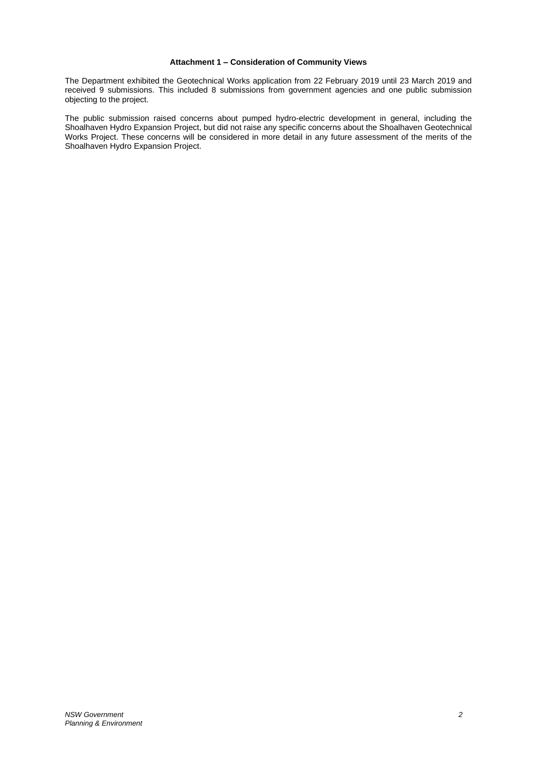**Attachment 1 – Consideration of Community Views**

The Department exhibited the Geotechnical Works application from 22 February 2019 until 23 March 2019 and received 9 submissions. This included 8 submissions from government agencies and one public submission objecting to the project.

The public submission raised concerns about pumped hydro-electric development in general, including the Shoalhaven Hydro Expansion Project, but did not raise any specific concerns about the Shoalhaven Geotechnical Works Project. These concerns will be considered in more detail in any future assessment of the merits of the Shoalhaven Hydro Expansion Project.